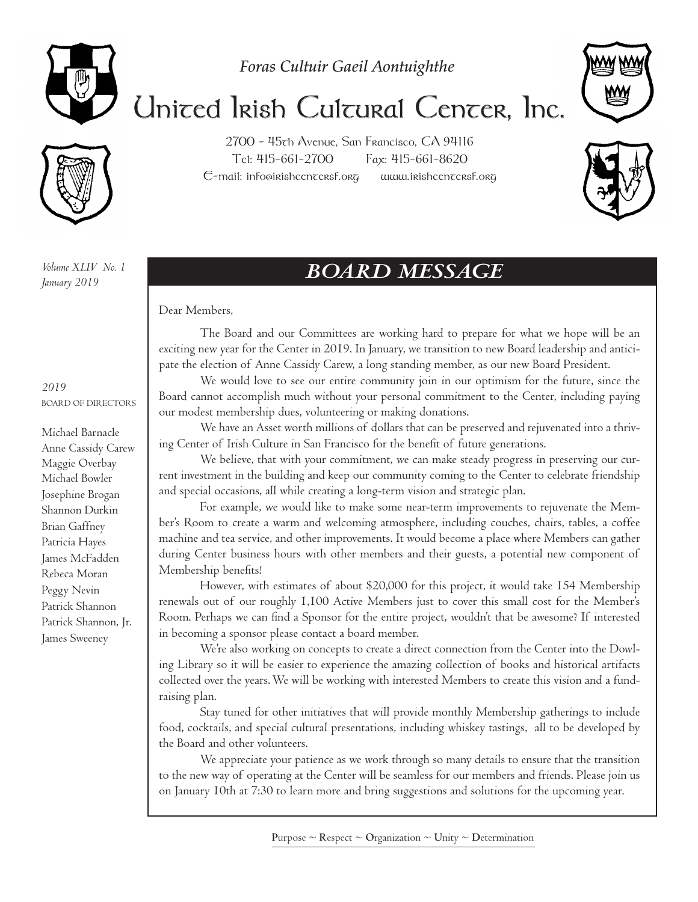*Foras Cultuir Gaeil Aontuighthe*

# United Irish Cultural Center, Inc.

2700 - 45th Avenue, San Francisco, CA 94116
Tel: 415-661-2700 Fax: 415-661-8620
E-mail: info@irishcentersf.org www.irishcentersf.org

*Volume XLIV No. 1*
*January 2019*

*2019*
BOARD OF DIRECTORS

Michael Barnacle
Anne Cassidy Carew
Maggie Overbay
Michael Bowler
Josephine Brogan
Shannon Durkin
Brian Gaffney
Patricia Hayes
James McFadden
Rebeca Moran
Peggy Nevin
Patrick Shannon
Patrick Shannon, Jr.
James Sweeney

## BOARD MESSAGE

Dear Members,

The Board and our Committees are working hard to prepare for what we hope will be an exciting new year for the Center in 2019. In January, we transition to new Board leadership and anticipate the election of Anne Cassidy Carew, a long standing member, as our new Board President.

We would love to see our entire community join in our optimism for the future, since the Board cannot accomplish much without your personal commitment to the Center, including paying our modest membership dues, volunteering or making donations.

We have an Asset worth millions of dollars that can be preserved and rejuvenated into a thriving Center of Irish Culture in San Francisco for the benefit of future generations.

We believe, that with your commitment, we can make steady progress in preserving our current investment in the building and keep our community coming to the Center to celebrate friendship and special occasions, all while creating a long-term vision and strategic plan.

For example, we would like to make some near-term improvements to rejuvenate the Member's Room to create a warm and welcoming atmosphere, including couches, chairs, tables, a coffee machine and tea service, and other improvements. It would become a place where Members can gather during Center business hours with other members and their guests, a potential new component of Membership benefits!

However, with estimates of about $20,000 for this project, it would take 154 Membership renewals out of our roughly 1,100 Active Members just to cover this small cost for the Member's Room. Perhaps we can find a Sponsor for the entire project, wouldn't that be awesome? If interested in becoming a sponsor please contact a board member.

We're also working on concepts to create a direct connection from the Center into the Dowling Library so it will be easier to experience the amazing collection of books and historical artifacts collected over the years. We will be working with interested Members to create this vision and a fundraising plan.

Stay tuned for other initiatives that will provide monthly Membership gatherings to include food, cocktails, and special cultural presentations, including whiskey tastings, all to be developed by the Board and other volunteers.

We appreciate your patience as we work through so many details to ensure that the transition to the new way of operating at the Center will be seamless for our members and friends. Please join us on January 10th at 7:30 to learn more and bring suggestions and solutions for the upcoming year.

Purpose ~ Respect ~ Organization ~ Unity ~ Determination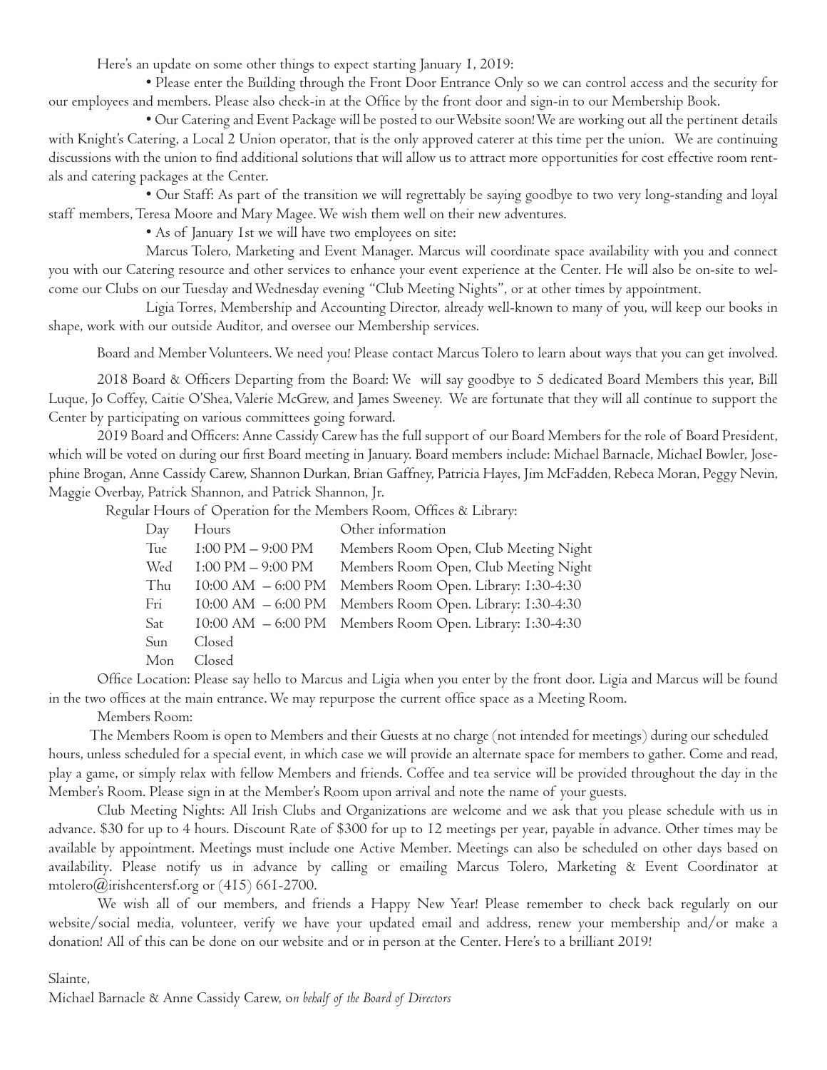Here's an update on some other things to expect starting January 1, 2019:

- Please enter the Building through the Front Door Entrance Only so we can control access and the security for our employees and members. Please also check-in at the Office by the front door and sign-in to our Membership Book.
- Our Catering and Event Package will be posted to our Website soon! We are working out all the pertinent details with Knight's Catering, a Local 2 Union operator, that is the only approved caterer at this time per the union. We are continuing discussions with the union to find additional solutions that will allow us to attract more opportunities for cost effective room rentals and catering packages at the Center.
- Our Staff: As part of the transition we will regrettably be saying goodbye to two very long-standing and loyal staff members, Teresa Moore and Mary Magee. We wish them well on their new adventures.
- As of January 1st we will have two employees on site:

Marcus Tolero, Marketing and Event Manager. Marcus will coordinate space availability with you and connect you with our Catering resource and other services to enhance your event experience at the Center. He will also be on-site to welcome our Clubs on our Tuesday and Wednesday evening "Club Meeting Nights", or at other times by appointment.

Ligia Torres, Membership and Accounting Director, already well-known to many of you, will keep our books in shape, work with our outside Auditor, and oversee our Membership services.

Board and Member Volunteers. We need you! Please contact Marcus Tolero to learn about ways that you can get involved.

2018 Board & Officers Departing from the Board: We will say goodbye to 5 dedicated Board Members this year, Bill Luque, Jo Coffey, Caitie O'Shea, Valerie McGrew, and James Sweeney. We are fortunate that they will all continue to support the Center by participating on various committees going forward.

2019 Board and Officers: Anne Cassidy Carew has the full support of our Board Members for the role of Board President, which will be voted on during our first Board meeting in January. Board members include: Michael Barnacle, Michael Bowler, Josephine Brogan, Anne Cassidy Carew, Shannon Durkan, Brian Gaffney, Patricia Hayes, Jim McFadden, Rebeca Moran, Peggy Nevin, Maggie Overbay, Patrick Shannon, and Patrick Shannon, Jr.

Regular Hours of Operation for the Members Room, Offices & Library:

| Day | Hours | Other information |
|---|---|---|
| Tue | 1:00 PM – 9:00 PM | Members Room Open, Club Meeting Night |
| Wed | 1:00 PM – 9:00 PM | Members Room Open, Club Meeting Night |
| Thu | 10:00 AM – 6:00 PM | Members Room Open. Library: 1:30-4:30 |
| Fri | 10:00 AM – 6:00 PM | Members Room Open. Library: 1:30-4:30 |
| Sat | 10:00 AM – 6:00 PM | Members Room Open. Library: 1:30-4:30 |
| Sun | Closed | |
| Mon | Closed | |

Office Location: Please say hello to Marcus and Ligia when you enter by the front door. Ligia and Marcus will be found in the two offices at the main entrance. We may repurpose the current office space as a Meeting Room.

Members Room:

The Members Room is open to Members and their Guests at no charge (not intended for meetings) during our scheduled hours, unless scheduled for a special event, in which case we will provide an alternate space for members to gather. Come and read, play a game, or simply relax with fellow Members and friends. Coffee and tea service will be provided throughout the day in the Member's Room. Please sign in at the Member's Room upon arrival and note the name of your guests.

Club Meeting Nights: All Irish Clubs and Organizations are welcome and we ask that you please schedule with us in advance. $30 for up to 4 hours. Discount Rate of $300 for up to 12 meetings per year, payable in advance. Other times may be available by appointment. Meetings must include one Active Member. Meetings can also be scheduled on other days based on availability. Please notify us in advance by calling or emailing Marcus Tolero, Marketing & Event Coordinator at mtolero@irishcentersf.org or (415) 661-2700.

We wish all of our members, and friends a Happy New Year! Please remember to check back regularly on our website/social media, volunteer, verify we have your updated email and address, renew your membership and/or make a donation! All of this can be done on our website and or in person at the Center. Here's to a brilliant 2019!

Slainte,

Michael Barnacle & Anne Cassidy Carew, *on behalf of the Board of Directors*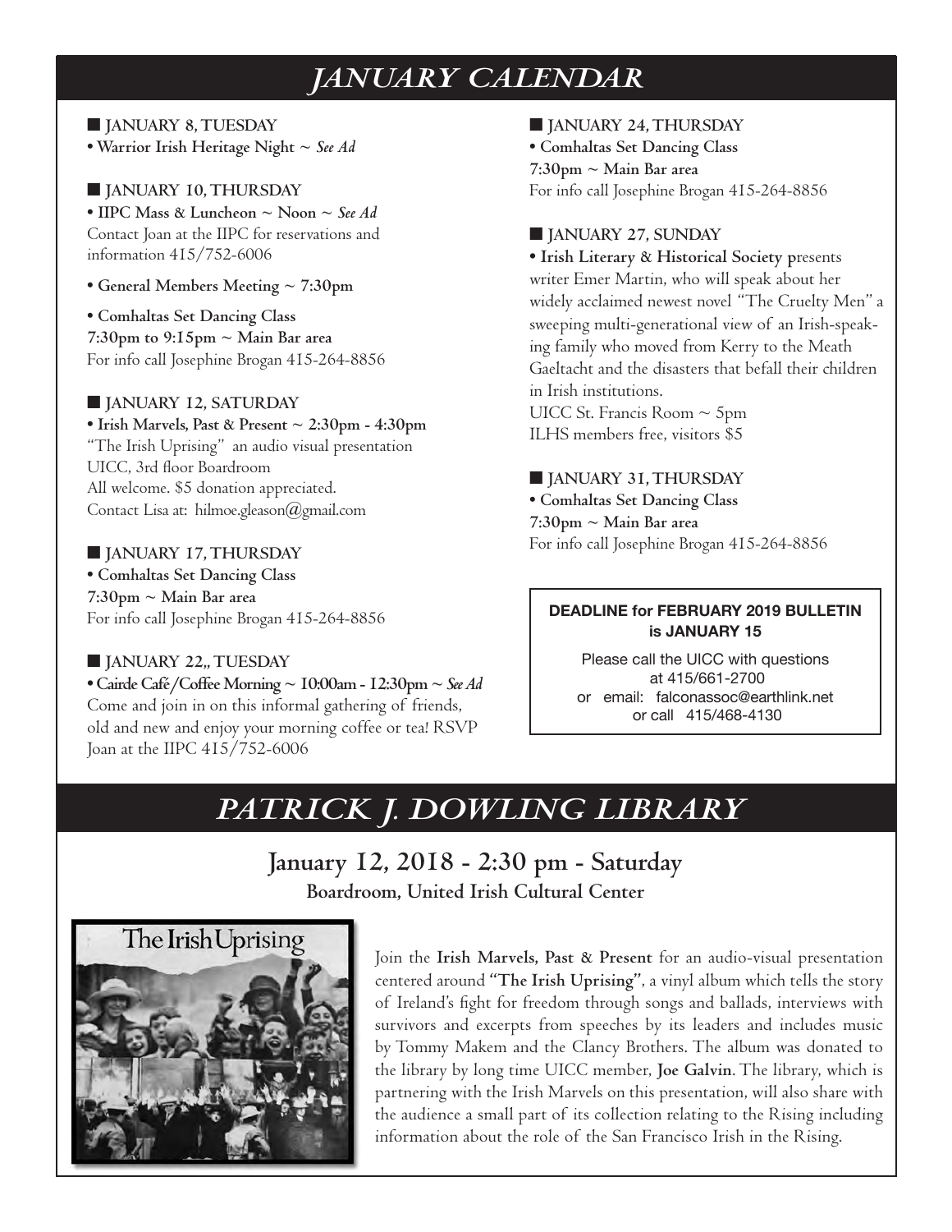# JANUARY CALENDAR

■ **JANUARY 8, TUESDAY**

• **Warrior Irish Heritage Night ~ *See Ad***

■ **JANUARY 10, THURSDAY**

• **IIPC Mass & Luncheon ~ Noon ~ *See Ad***
Contact Joan at the IIPC for reservations and information 415/752-6006

• **General Members Meeting ~ 7:30pm**

• **Comhaltas Set Dancing Class**
**7:30pm to 9:15pm ~ Main Bar area**
For info call Josephine Brogan 415-264-8856

■ **JANUARY 12, SATURDAY**

• **Irish Marvels, Past & Present ~ 2:30pm - 4:30pm**
"The Irish Uprising" an audio visual presentation
UICC, 3rd floor Boardroom
All welcome. $5 donation appreciated.
Contact Lisa at: hilmoe.gleason@gmail.com

■ **JANUARY 17, THURSDAY**

• **Comhaltas Set Dancing Class**
**7:30pm ~ Main Bar area**
For info call Josephine Brogan 415-264-8856

■ **JANUARY 22,, TUESDAY**

• **Cairde Café/Coffee Morning ~ 10:00am - 12:30pm ~ *See Ad***
Come and join in on this informal gathering of friends, old and new and enjoy your morning coffee or tea! RSVP Joan at the IIPC 415/752-6006

■ **JANUARY 24, THURSDAY**

• **Comhaltas Set Dancing Class**
**7:30pm ~ Main Bar area**
For info call Josephine Brogan 415-264-8856

■ **JANUARY 27, SUNDAY**

• **Irish Literary & Historical Society p**resents writer Emer Martin, who will speak about her widely acclaimed newest novel "The Cruelty Men" a sweeping multi-generational view of an Irish-speaking family who moved from Kerry to the Meath Gaeltacht and the disasters that befall their children in Irish institutions.
UICC St. Francis Room ~ 5pm
ILHS members free, visitors $5

■ **JANUARY 31, THURSDAY**

• **Comhaltas Set Dancing Class**
**7:30pm ~ Main Bar area**
For info call Josephine Brogan 415-264-8856

**DEADLINE for FEBRUARY 2019 BULLETIN is JANUARY 15**

Please call the UICC with questions at 415/661-2700
or email: falconassoc@earthlink.net
or call 415/468-4130

# PATRICK J. DOWLING LIBRARY

## January 12, 2018 - 2:30 pm - Saturday

**Boardroom, United Irish Cultural Center**

Join the **Irish Marvels, Past & Present** for an audio-visual presentation centered around **"The Irish Uprising"**, a vinyl album which tells the story of Ireland's fight for freedom through songs and ballads, interviews with survivors and excerpts from speeches by its leaders and includes music by Tommy Makem and the Clancy Brothers. The album was donated to the library by long time UICC member, **Joe Galvin**. The library, which is partnering with the Irish Marvels on this presentation, will also share with the audience a small part of its collection relating to the Rising including information about the role of the San Francisco Irish in the Rising.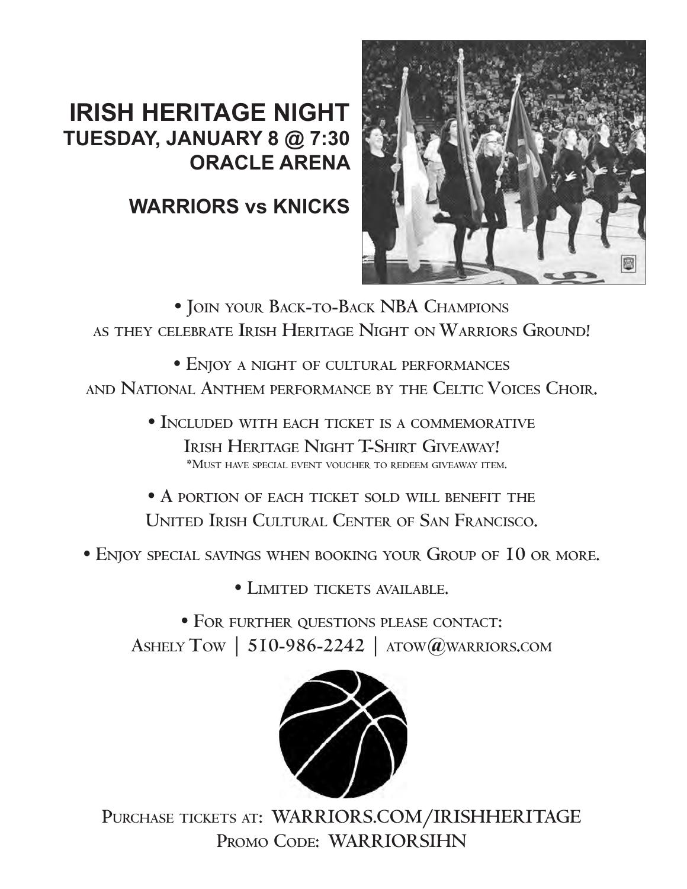# IRISH HERITAGE NIGHT

## TUESDAY, JANUARY 8 @ 7:30
## ORACLE ARENA

## WARRIORS vs KNICKS

- Join your Back-to-Back NBA Champions as they celebrate Irish Heritage Night on Warriors Ground!

- Enjoy a night of cultural performances and National Anthem performance by the Celtic Voices Choir.

- Included with each ticket is a commemorative Irish Heritage Night T-Shirt Giveaway!
  *Must have special event voucher to redeem giveaway item.

- A portion of each ticket sold will benefit the United Irish Cultural Center of San Francisco.

- Enjoy special savings when booking your Group of 10 or more.

- Limited tickets available.

- For further questions please contact:
  Ashely Tow | 510-986-2242 | atow@warriors.com

Purchase tickets at: WARRIORS.COM/IRISHHERITAGE
Promo Code: WARRIORSIHN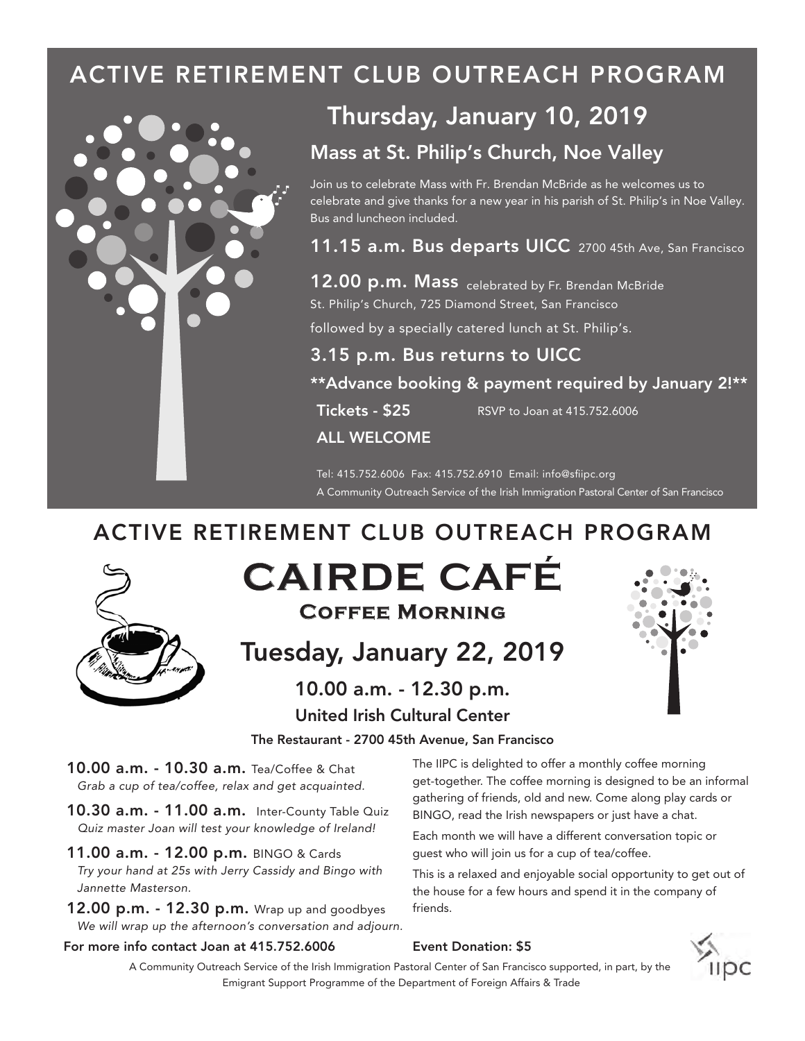# ACTIVE RETIREMENT CLUB OUTREACH PROGRAM

## Thursday, January 10, 2019

### Mass at St. Philip's Church, Noe Valley

Join us to celebrate Mass with Fr. Brendan McBride as he welcomes us to celebrate and give thanks for a new year in his parish of St. Philip's in Noe Valley. Bus and luncheon included.

**11.15 a.m. Bus departs UICC** 2700 45th Ave, San Francisco

**12.00 p.m. Mass** celebrated by Fr. Brendan McBride
St. Philip's Church, 725 Diamond Street, San Francisco
followed by a specially catered lunch at St. Philip's.

**3.15 p.m. Bus returns to UICC**

**\*\*Advance booking & payment required by January 2!\*\***

**Tickets - $25** RSVP to Joan at 415.752.6006

**ALL WELCOME**

Tel: 415.752.6006 Fax: 415.752.6910 Email: info@sfiipc.org
A Community Outreach Service of the Irish Immigration Pastoral Center of San Francisco

# ACTIVE RETIREMENT CLUB OUTREACH PROGRAM

## CAIRDE CAFÉ

### Coffee Morning

## Tuesday, January 22, 2019

### 10.00 a.m. - 12.30 p.m.

### United Irish Cultural Center

**The Restaurant - 2700 45th Avenue, San Francisco**

**10.00 a.m. - 10.30 a.m.** Tea/Coffee & Chat
*Grab a cup of tea/coffee, relax and get acquainted.*

**10.30 a.m. - 11.00 a.m.** Inter-County Table Quiz
*Quiz master Joan will test your knowledge of Ireland!*

**11.00 a.m. - 12.00 p.m.** BINGO & Cards
*Try your hand at 25s with Jerry Cassidy and Bingo with Jannette Masterson.*

**12.00 p.m. - 12.30 p.m.** Wrap up and goodbyes
*We will wrap up the afternoon's conversation and adjourn.*

**For more info contact Joan at 415.752.6006**

The IIPC is delighted to offer a monthly coffee morning get-together. The coffee morning is designed to be an informal gathering of friends, old and new. Come along play cards or BINGO, read the Irish newspapers or just have a chat.

Each month we will have a different conversation topic or guest who will join us for a cup of tea/coffee.

This is a relaxed and enjoyable social opportunity to get out of the house for a few hours and spend it in the company of friends.

**Event Donation: $5**

A Community Outreach Service of the Irish Immigration Pastoral Center of San Francisco supported, in part, by the Emigrant Support Programme of the Department of Foreign Affairs & Trade

IIPC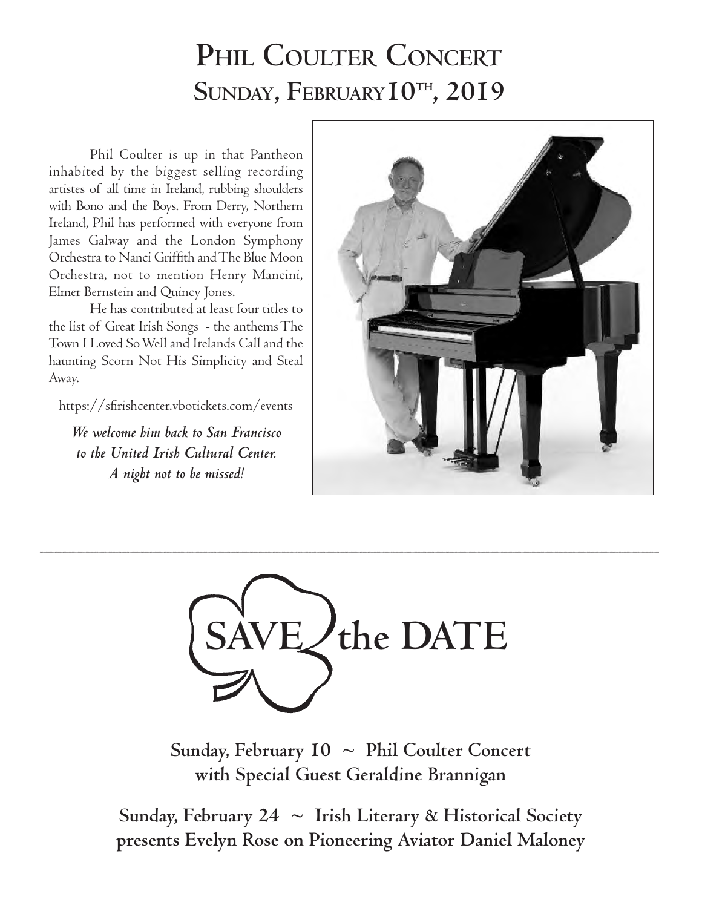# Phil Coulter Concert
## Sunday, February 10th, 2019

Phil Coulter is up in that Pantheon inhabited by the biggest selling recording artistes of all time in Ireland, rubbing shoulders with Bono and the Boys. From Derry, Northern Ireland, Phil has performed with everyone from James Galway and the London Symphony Orchestra to Nanci Griffith and The Blue Moon Orchestra, not to mention Henry Mancini, Elmer Bernstein and Quincy Jones.

He has contributed at least four titles to the list of Great Irish Songs - the anthems The Town I Loved So Well and Irelands Call and the haunting Scorn Not His Simplicity and Steal Away.

https://sfirishcenter.vbotickets.com/events

*We welcome him back to San Francisco to the United Irish Cultural Center. A night not to be missed!*

---

# SAVE the DATE

**Sunday, February 10 ~ Phil Coulter Concert with Special Guest Geraldine Brannigan**

**Sunday, February 24 ~ Irish Literary & Historical Society presents Evelyn Rose on Pioneering Aviator Daniel Maloney**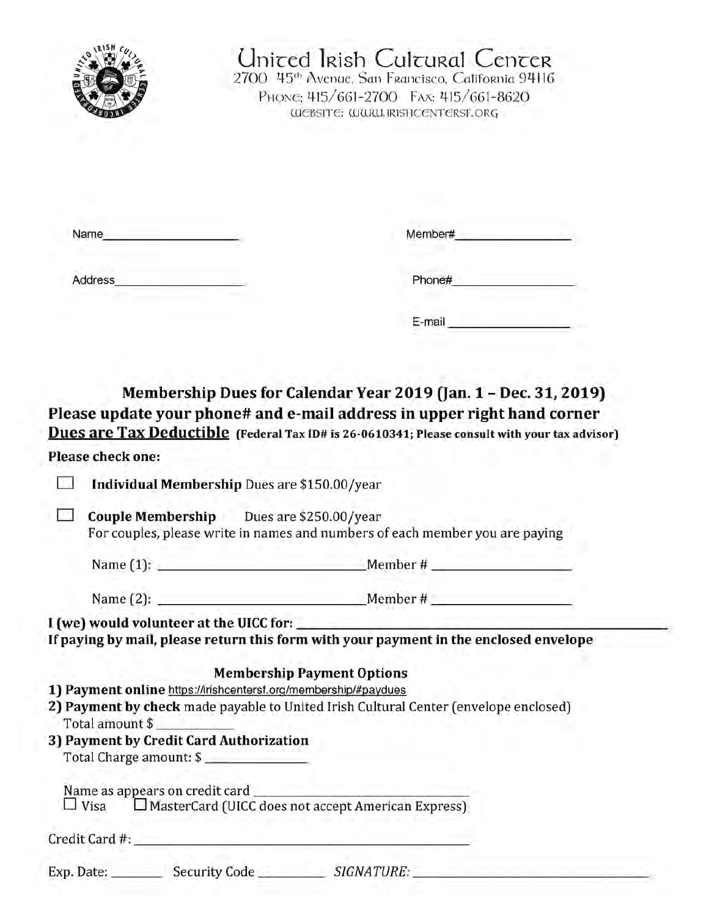# United Irish Cultural Center

2700 45th Avenue, San Francisco, California 94116
Phone: 415/661-2700 Fax: 415/661-8620
Website: www.irishcentersf.org

Name\_\_\_\_\_\_\_\_\_\_\_\_\_\_\_\_\_\_\_\_ Member#\_\_\_\_\_\_\_\_\_\_\_\_\_\_\_\_

Address\_\_\_\_\_\_\_\_\_\_\_\_\_\_\_\_\_\_\_\_ Phone#\_\_\_\_\_\_\_\_\_\_\_\_\_\_\_\_

E-mail \_\_\_\_\_\_\_\_\_\_\_\_\_\_\_\_

## Membership Dues for Calendar Year 2019 (Jan. 1 – Dec. 31, 2019)

**Please update your phone# and e-mail address in upper right hand corner**

**Dues are Tax Deductible** **(Federal Tax ID# is 26-0610341; Please consult with your tax advisor)**

**Please check one:**

☐ **Individual Membership** Dues are $150.00/year

☐ **Couple Membership** Dues are $250.00/year
For couples, please write in names and numbers of each member you are paying

Name (1): \_\_\_\_\_\_\_\_\_\_\_\_\_\_\_\_\_\_\_\_\_\_\_\_\_\_\_\_\_\_ Member # \_\_\_\_\_\_\_\_\_\_\_\_\_\_\_\_\_\_\_\_

Name (2): \_\_\_\_\_\_\_\_\_\_\_\_\_\_\_\_\_\_\_\_\_\_\_\_\_\_\_\_\_\_ Member # \_\_\_\_\_\_\_\_\_\_\_\_\_\_\_\_\_\_\_\_

**I (we) would volunteer at the UICC for:** \_\_\_\_\_\_\_\_\_\_\_\_\_\_\_\_\_\_\_\_\_\_\_\_\_\_\_\_\_\_\_\_\_\_\_\_\_\_\_\_

**If paying by mail, please return this form with your payment in the enclosed envelope**

### Membership Payment Options

**1) Payment online** https://irishcentersf.org/membership/#paydues

**2) Payment by check** made payable to United Irish Cultural Center (envelope enclosed)
Total amount $ \_\_\_\_\_\_\_\_\_\_\_\_

**3) Payment by Credit Card Authorization**
Total Charge amount: $ \_\_\_\_\_\_\_\_\_\_\_\_\_\_\_

Name as appears on credit card \_\_\_\_\_\_\_\_\_\_\_\_\_\_\_\_\_\_\_\_\_\_\_\_\_\_\_\_\_\_\_\_\_\_
☐ Visa ☐ MasterCard (UICC does not accept American Express)

Credit Card #: \_\_\_\_\_\_\_\_\_\_\_\_\_\_\_\_\_\_\_\_\_\_\_\_\_\_\_\_\_\_\_\_\_\_\_\_\_\_\_\_\_\_\_\_\_\_\_\_\_\_\_\_

Exp. Date: \_\_\_\_\_\_\_ Security Code \_\_\_\_\_\_\_\_\_ *SIGNATURE:* \_\_\_\_\_\_\_\_\_\_\_\_\_\_\_\_\_\_\_\_\_\_\_\_\_\_\_\_\_\_\_\_\_\_\_\_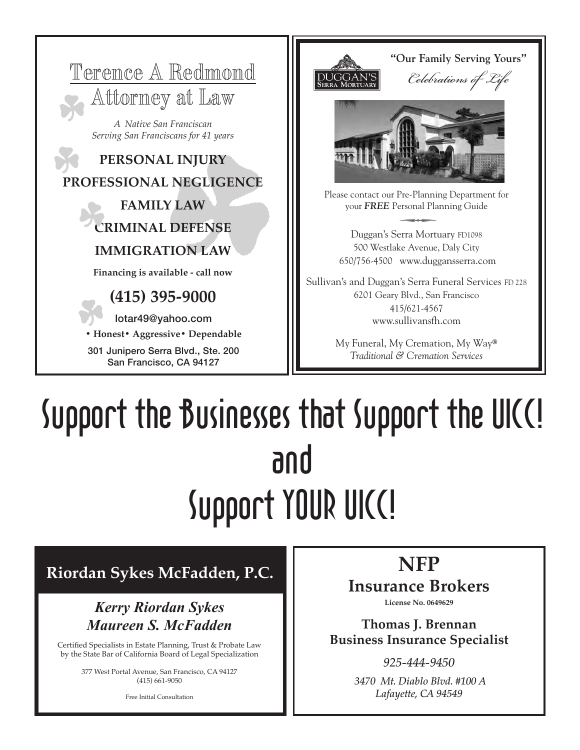## Terence A Redmond
## Attorney at Law

*A Native San Franciscan*
*Serving San Franciscans for 41 years*

**PERSONAL INJURY**

**PROFESSIONAL NEGLIGENCE**

**FAMILY LAW**

**CRIMINAL DEFENSE**

**IMMIGRATION LAW**

**Financing is available - call now**

**(415) 395-9000**

lotar49@yahoo.com

**• Honest • Aggressive • Dependable**

301 Junipero Serra Blvd., Ste. 200
San Francisco, CA 94127

---

DUGGAN'S SERRA MORTUARY

**"Our Family Serving Yours"**

*Celebrations of Life*

Please contact our Pre-Planning Department for your ***FREE*** Personal Planning Guide

Duggan's Serra Mortuary FD1098
500 Westlake Avenue, Daly City
650/756-4500 www.duggansserra.com

Sullivan's and Duggan's Serra Funeral Services FD 228
6201 Geary Blvd., San Francisco
415/621-4567
www.sullivansfh.com

My Funeral, My Cremation, My Way®
*Traditional & Cremation Services*

---

# Support the Businesses that Support the UICC!
# and
# Support YOUR UICC!

---

## Riordan Sykes McFadden, P.C.

***Kerry Riordan Sykes***
***Maureen S. McFadden***

Certified Specialists in Estate Planning, Trust & Probate Law by the State Bar of California Board of Legal Specialization

377 West Portal Avenue, San Francisco, CA 94127
(415) 661-9050

Free Initial Consultation

---

## NFP
### Insurance Brokers

**License No. 0649629**

**Thomas J. Brennan**
**Business Insurance Specialist**

*925-444-9450*

*3470 Mt. Diablo Blvd. #100 A*
*Lafayette, CA 94549*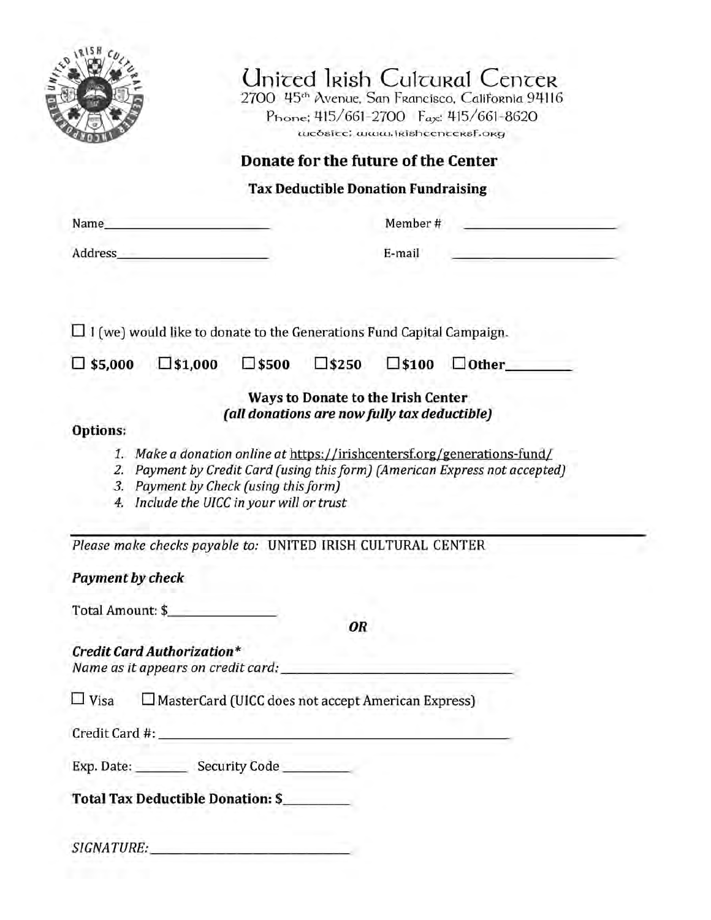# United Irish Cultural Center

2700 45th Avenue, San Francisco, California 94116
Phone: 415/661-2700 Fax: 415/661-8620
website: www.irishcentersf.org

## Donate for the future of the Center

### Tax Deductible Donation Fundraising

Name\_\_\_\_\_\_\_\_\_\_\_\_\_\_\_\_\_\_\_\_\_\_\_\_\_\_ Member # \_\_\_\_\_\_\_\_\_\_\_\_\_\_\_\_\_\_\_\_\_\_\_\_

Address\_\_\_\_\_\_\_\_\_\_\_\_\_\_\_\_\_\_\_\_\_\_\_\_\_ E-mail \_\_\_\_\_\_\_\_\_\_\_\_\_\_\_\_\_\_\_\_\_\_\_\_\_

☐ I (we) would like to donate to the Generations Fund Capital Campaign.

☐ **$5,000** ☐ **$1,000** ☐ **$500** ☐ **$250** ☐ **$100** ☐ **Other\_\_\_\_\_\_\_\_\_**

**Ways to Donate to the Irish Center**
***(all donations are now fully tax deductible)***

**Options:**

1. *Make a donation online at https://irishcentersf.org/generations-fund/*
2. *Payment by Credit Card (using this form) (American Express not accepted)*
3. *Payment by Check (using this form)*
4. *Include the UICC in your will or trust*

---

*Please make checks payable to:* UNITED IRISH CULTURAL CENTER

***Payment by check***

Total Amount: $\_\_\_\_\_\_\_\_\_\_\_\_\_\_\_\_

***OR***

***Credit Card Authorization****
*Name as it appears on credit card:* \_\_\_\_\_\_\_\_\_\_\_\_\_\_\_\_\_\_\_\_\_\_\_\_\_\_\_\_\_\_\_\_\_\_\_\_\_\_

☐ Visa ☐ MasterCard (UICC does not accept American Express)

Credit Card #: \_\_\_\_\_\_\_\_\_\_\_\_\_\_\_\_\_\_\_\_\_\_\_\_\_\_\_\_\_\_\_\_\_\_\_\_\_\_\_\_\_\_\_\_\_\_\_\_\_\_\_\_\_\_\_\_

Exp. Date: \_\_\_\_\_\_\_\_ Security Code \_\_\_\_\_\_\_\_\_\_

**Total Tax Deductible Donation: $\_\_\_\_\_\_\_\_\_\_**

*SIGNATURE:* \_\_\_\_\_\_\_\_\_\_\_\_\_\_\_\_\_\_\_\_\_\_\_\_\_\_\_\_\_\_\_\_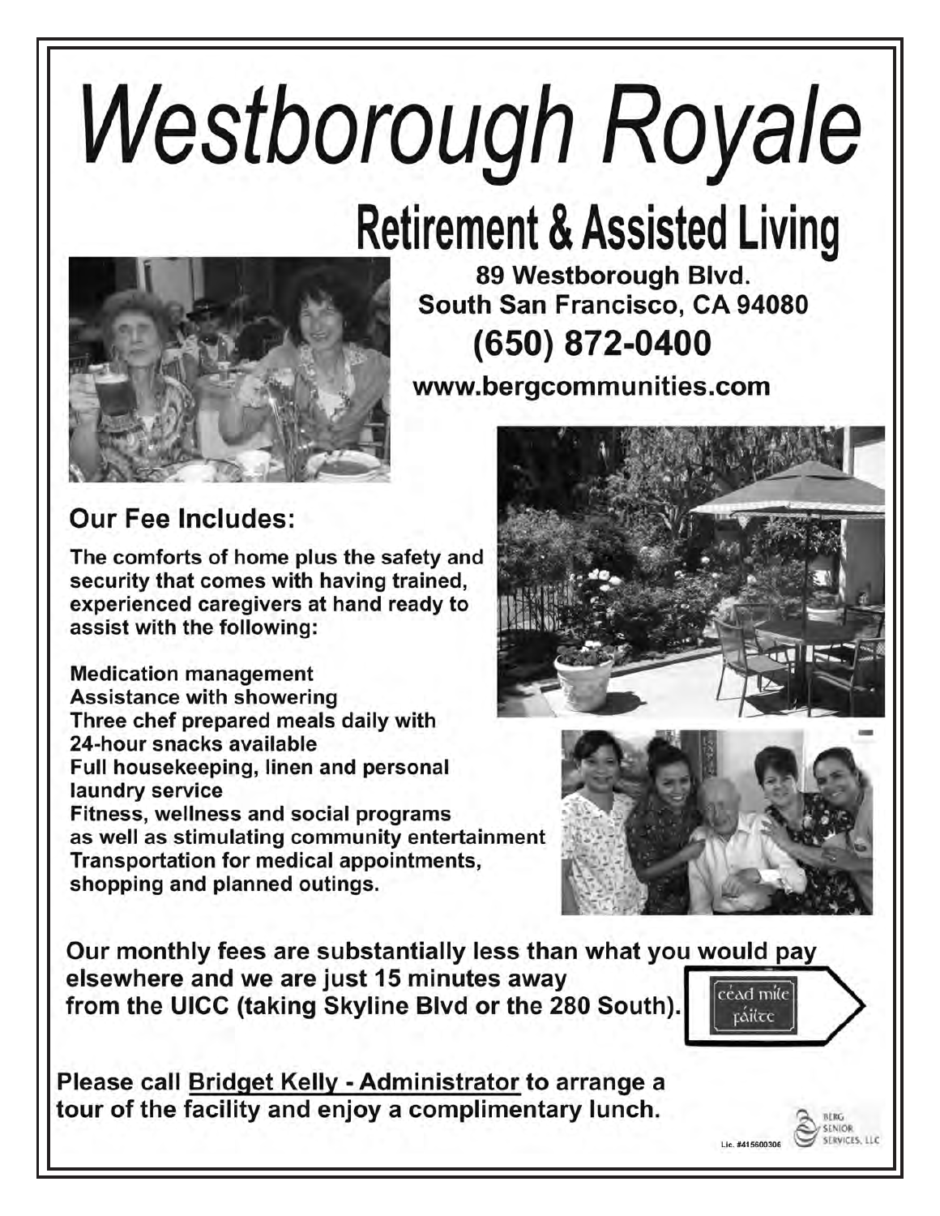# Westborough Royale

## Retirement & Assisted Living

**89 Westborough Blvd.**
**South San Francisco, CA 94080**
**(650) 872-0400**
**www.bergcommunities.com**

### Our Fee Includes:

**The comforts of home plus the safety and security that comes with having trained, experienced caregivers at hand ready to assist with the following:**

**Medication management**
**Assistance with showering**
**Three chef prepared meals daily with 24-hour snacks available**
**Full housekeeping, linen and personal laundry service**
**Fitness, wellness and social programs as well as stimulating community entertainment**
**Transportation for medical appointments, shopping and planned outings.**

**Our monthly fees are substantially less than what you would pay elsewhere and we are just 15 minutes away from the UICC (taking Skyline Blvd or the 280 South).**

céad míle fáilte

**Please call Bridget Kelly - Administrator to arrange a tour of the facility and enjoy a complimentary lunch.**

Lic. #415600306

BERG SENIOR SERVICES, LLC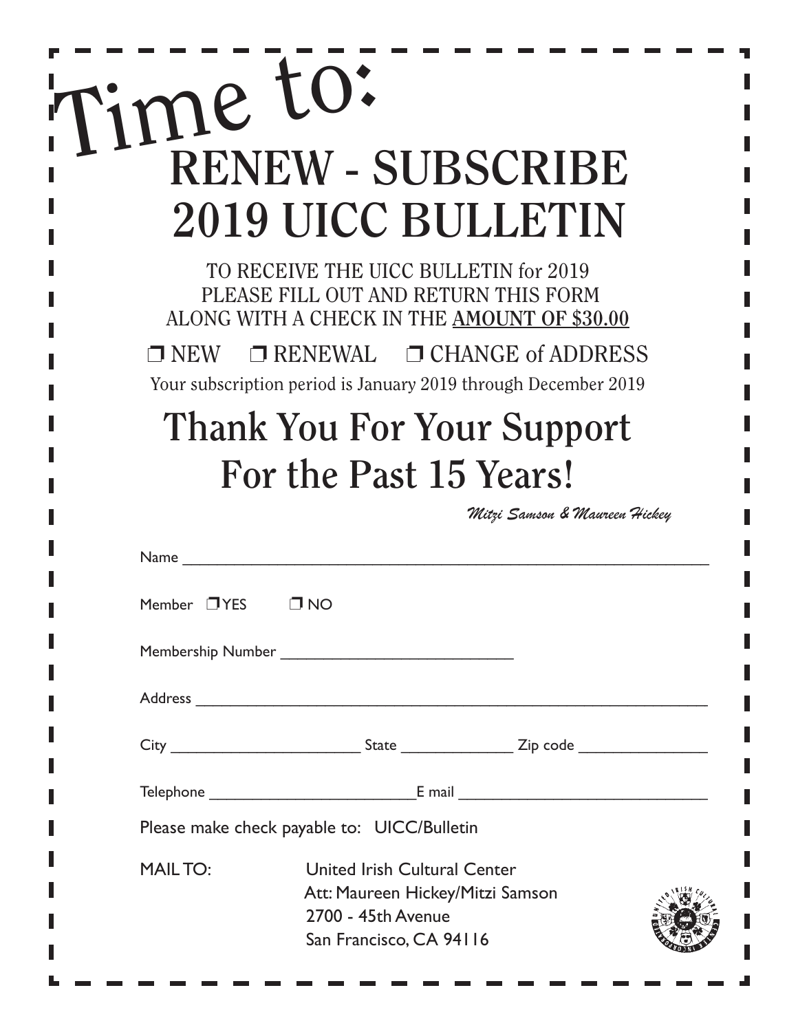# Time to:

# RENEW - SUBSCRIBE
# 2019 UICC BULLETIN

TO RECEIVE THE UICC BULLETIN for 2019
PLEASE FILL OUT AND RETURN THIS FORM
ALONG WITH A CHECK IN THE **AMOUNT OF $30.00**

❒ NEW ❒ RENEWAL ❒ CHANGE of ADDRESS

Your subscription period is January 2019 through December 2019

## Thank You For Your Support
## For the Past 15 Years!

*Mitzi Samson & Maureen Hickey*

Name ______________________________________________________________

Member ❒ YES ❒ NO

Membership Number ___________________________

Address ____________________________________________________________

City ______________________ State _____________ Zip code _______________

Telephone ________________________ E mail ____________________________

Please make check payable to: UICC/Bulletin

MAIL TO: United Irish Cultural Center
Att: Maureen Hickey/Mitzi Samson
2700 - 45th Avenue
San Francisco, CA 94116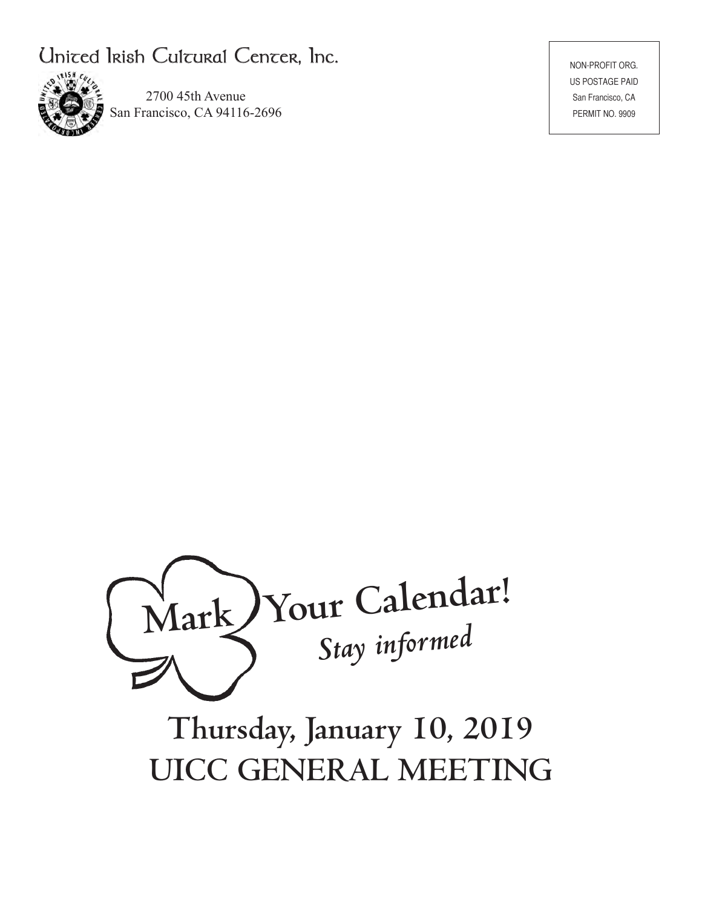United Irish Cultural Center, Inc.

2700 45th Avenue
San Francisco, CA 94116-2696

NON-PROFIT ORG.
US POSTAGE PAID
San Francisco, CA
PERMIT NO. 9909

# Mark Your Calendar!

*Stay informed*

## Thursday, January 10, 2019

## UICC GENERAL MEETING